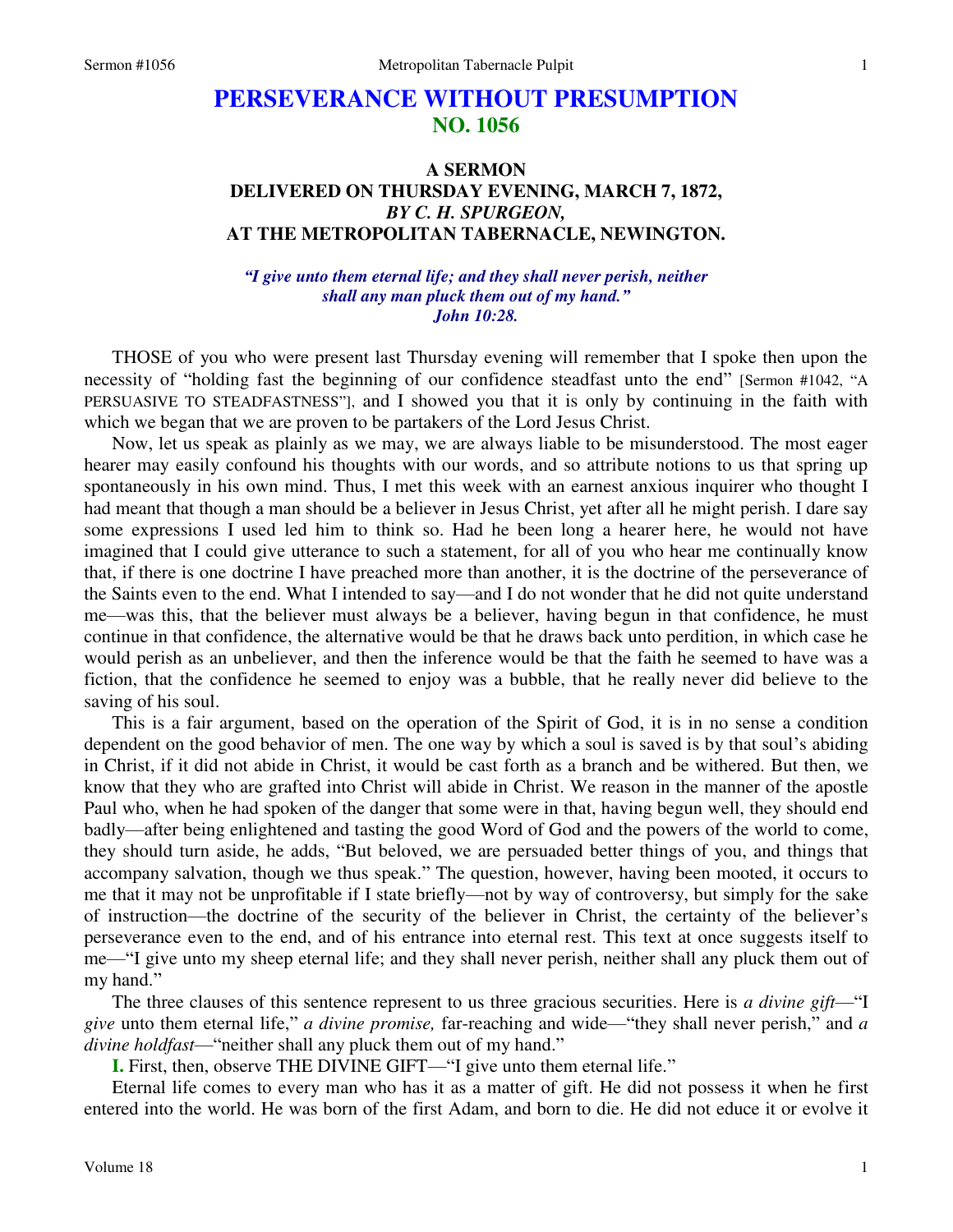# PERSEVERANCE WITHOUT PRESUMPTION
## NO. 1056

### A SERMON
### DELIVERED ON THURSDAY EVENING, MARCH 7, 1872,
### *BY C. H. SPURGEON,*
### AT THE METROPOLITAN TABERNACLE, NEWINGTON.

*"I give unto them eternal life; and they shall never perish, neither shall any man pluck them out of my hand." John 10:28.*

THOSE of you who were present last Thursday evening will remember that I spoke then upon the necessity of "holding fast the beginning of our confidence steadfast unto the end" [Sermon #1042, "A PERSUASIVE TO STEADFASTNESS"], and I showed you that it is only by continuing in the faith with which we began that we are proven to be partakers of the Lord Jesus Christ.

Now, let us speak as plainly as we may, we are always liable to be misunderstood. The most eager hearer may easily confound his thoughts with our words, and so attribute notions to us that spring up spontaneously in his own mind. Thus, I met this week with an earnest anxious inquirer who thought I had meant that though a man should be a believer in Jesus Christ, yet after all he might perish. I dare say some expressions I used led him to think so. Had he been long a hearer here, he would not have imagined that I could give utterance to such a statement, for all of you who hear me continually know that, if there is one doctrine I have preached more than another, it is the doctrine of the perseverance of the Saints even to the end. What I intended to say—and I do not wonder that he did not quite understand me—was this, that the believer must always be a believer, having begun in that confidence, he must continue in that confidence, the alternative would be that he draws back unto perdition, in which case he would perish as an unbeliever, and then the inference would be that the faith he seemed to have was a fiction, that the confidence he seemed to enjoy was a bubble, that he really never did believe to the saving of his soul.

This is a fair argument, based on the operation of the Spirit of God, it is in no sense a condition dependent on the good behavior of men. The one way by which a soul is saved is by that soul's abiding in Christ, if it did not abide in Christ, it would be cast forth as a branch and be withered. But then, we know that they who are grafted into Christ will abide in Christ. We reason in the manner of the apostle Paul who, when he had spoken of the danger that some were in that, having begun well, they should end badly—after being enlightened and tasting the good Word of God and the powers of the world to come, they should turn aside, he adds, "But beloved, we are persuaded better things of you, and things that accompany salvation, though we thus speak." The question, however, having been mooted, it occurs to me that it may not be unprofitable if I state briefly—not by way of controversy, but simply for the sake of instruction—the doctrine of the security of the believer in Christ, the certainty of the believer's perseverance even to the end, and of his entrance into eternal rest. This text at once suggests itself to me—"I give unto my sheep eternal life; and they shall never perish, neither shall any pluck them out of my hand."

The three clauses of this sentence represent to us three gracious securities. Here is *a divine gift*—"I *give* unto them eternal life," *a divine promise,* far-reaching and wide—"they shall never perish," and *a divine holdfast*—"neither shall any pluck them out of my hand."

**I.** First, then, observe THE DIVINE GIFT—"I give unto them eternal life."

Eternal life comes to every man who has it as a matter of gift. He did not possess it when he first entered into the world. He was born of the first Adam, and born to die. He did not educe it or evolve it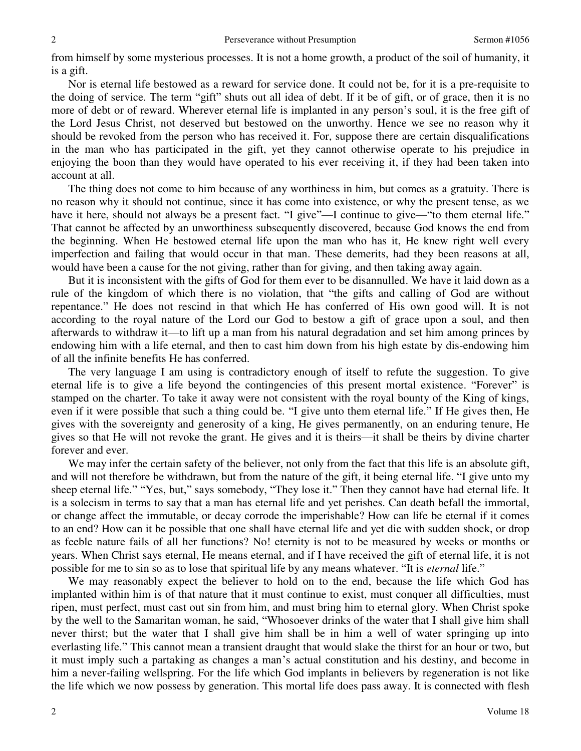from himself by some mysterious processes. It is not a home growth, a product of the soil of humanity, it is a gift.

Nor is eternal life bestowed as a reward for service done. It could not be, for it is a pre-requisite to the doing of service. The term "gift" shuts out all idea of debt. If it be of gift, or of grace, then it is no more of debt or of reward. Wherever eternal life is implanted in any person's soul, it is the free gift of the Lord Jesus Christ, not deserved but bestowed on the unworthy. Hence we see no reason why it should be revoked from the person who has received it. For, suppose there are certain disqualifications in the man who has participated in the gift, yet they cannot otherwise operate to his prejudice in enjoying the boon than they would have operated to his ever receiving it, if they had been taken into account at all.

The thing does not come to him because of any worthiness in him, but comes as a gratuity. There is no reason why it should not continue, since it has come into existence, or why the present tense, as we have it here, should not always be a present fact. "I give"—I continue to give—"to them eternal life." That cannot be affected by an unworthiness subsequently discovered, because God knows the end from the beginning. When He bestowed eternal life upon the man who has it, He knew right well every imperfection and failing that would occur in that man. These demerits, had they been reasons at all, would have been a cause for the not giving, rather than for giving, and then taking away again.

But it is inconsistent with the gifts of God for them ever to be disannulled. We have it laid down as a rule of the kingdom of which there is no violation, that "the gifts and calling of God are without repentance." He does not rescind in that which He has conferred of His own good will. It is not according to the royal nature of the Lord our God to bestow a gift of grace upon a soul, and then afterwards to withdraw it—to lift up a man from his natural degradation and set him among princes by endowing him with a life eternal, and then to cast him down from his high estate by dis-endowing him of all the infinite benefits He has conferred.

The very language I am using is contradictory enough of itself to refute the suggestion. To give eternal life is to give a life beyond the contingencies of this present mortal existence. "Forever" is stamped on the charter. To take it away were not consistent with the royal bounty of the King of kings, even if it were possible that such a thing could be. "I give unto them eternal life." If He gives then, He gives with the sovereignty and generosity of a king, He gives permanently, on an enduring tenure, He gives so that He will not revoke the grant. He gives and it is theirs—it shall be theirs by divine charter forever and ever.

We may infer the certain safety of the believer, not only from the fact that this life is an absolute gift, and will not therefore be withdrawn, but from the nature of the gift, it being eternal life. "I give unto my sheep eternal life." "Yes, but," says somebody, "They lose it." Then they cannot have had eternal life. It is a solecism in terms to say that a man has eternal life and yet perishes. Can death befall the immortal, or change affect the immutable, or decay corrode the imperishable? How can life be eternal if it comes to an end? How can it be possible that one shall have eternal life and yet die with sudden shock, or drop as feeble nature fails of all her functions? No! eternity is not to be measured by weeks or months or years. When Christ says eternal, He means eternal, and if I have received the gift of eternal life, it is not possible for me to sin so as to lose that spiritual life by any means whatever. "It is *eternal* life."

We may reasonably expect the believer to hold on to the end, because the life which God has implanted within him is of that nature that it must continue to exist, must conquer all difficulties, must ripen, must perfect, must cast out sin from him, and must bring him to eternal glory. When Christ spoke by the well to the Samaritan woman, he said, "Whosoever drinks of the water that I shall give him shall never thirst; but the water that I shall give him shall be in him a well of water springing up into everlasting life." This cannot mean a transient draught that would slake the thirst for an hour or two, but it must imply such a partaking as changes a man's actual constitution and his destiny, and become in him a never-failing wellspring. For the life which God implants in believers by regeneration is not like the life which we now possess by generation. This mortal life does pass away. It is connected with flesh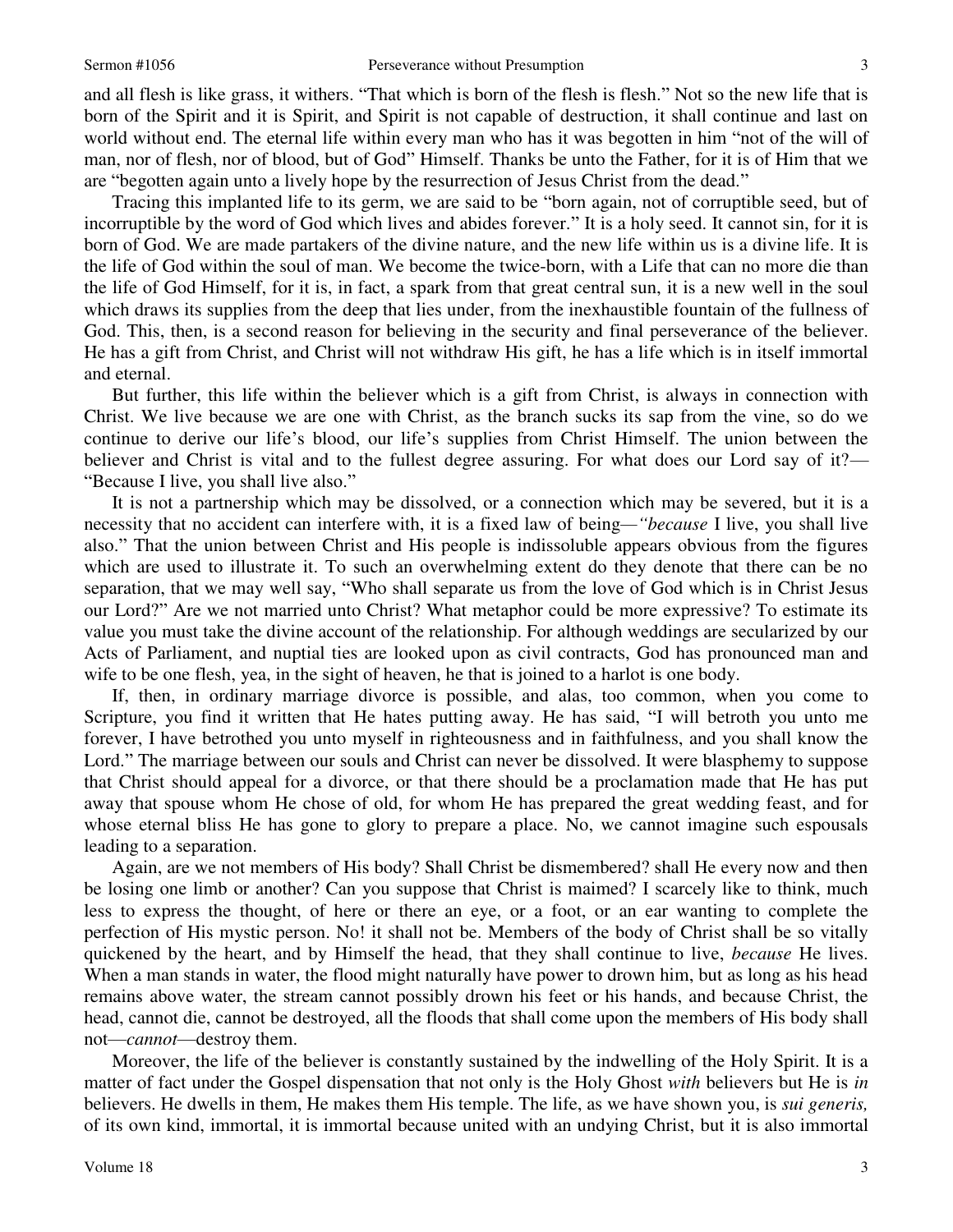and all flesh is like grass, it withers. "That which is born of the flesh is flesh." Not so the new life that is born of the Spirit and it is Spirit, and Spirit is not capable of destruction, it shall continue and last on world without end. The eternal life within every man who has it was begotten in him "not of the will of man, nor of flesh, nor of blood, but of God" Himself. Thanks be unto the Father, for it is of Him that we are "begotten again unto a lively hope by the resurrection of Jesus Christ from the dead."

Tracing this implanted life to its germ, we are said to be "born again, not of corruptible seed, but of incorruptible by the word of God which lives and abides forever." It is a holy seed. It cannot sin, for it is born of God. We are made partakers of the divine nature, and the new life within us is a divine life. It is the life of God within the soul of man. We become the twice-born, with a Life that can no more die than the life of God Himself, for it is, in fact, a spark from that great central sun, it is a new well in the soul which draws its supplies from the deep that lies under, from the inexhaustible fountain of the fullness of God. This, then, is a second reason for believing in the security and final perseverance of the believer. He has a gift from Christ, and Christ will not withdraw His gift, he has a life which is in itself immortal and eternal.

But further, this life within the believer which is a gift from Christ, is always in connection with Christ. We live because we are one with Christ, as the branch sucks its sap from the vine, so do we continue to derive our life's blood, our life's supplies from Christ Himself. The union between the believer and Christ is vital and to the fullest degree assuring. For what does our Lord say of it?—"Because I live, you shall live also."

It is not a partnership which may be dissolved, or a connection which may be severed, but it is a necessity that no accident can interfere with, it is a fixed law of being—*"because* I live, you shall live also." That the union between Christ and His people is indissoluble appears obvious from the figures which are used to illustrate it. To such an overwhelming extent do they denote that there can be no separation, that we may well say, "Who shall separate us from the love of God which is in Christ Jesus our Lord?" Are we not married unto Christ? What metaphor could be more expressive? To estimate its value you must take the divine account of the relationship. For although weddings are secularized by our Acts of Parliament, and nuptial ties are looked upon as civil contracts, God has pronounced man and wife to be one flesh, yea, in the sight of heaven, he that is joined to a harlot is one body.

If, then, in ordinary marriage divorce is possible, and alas, too common, when you come to Scripture, you find it written that He hates putting away. He has said, "I will betroth you unto me forever, I have betrothed you unto myself in righteousness and in faithfulness, and you shall know the Lord." The marriage between our souls and Christ can never be dissolved. It were blasphemy to suppose that Christ should appeal for a divorce, or that there should be a proclamation made that He has put away that spouse whom He chose of old, for whom He has prepared the great wedding feast, and for whose eternal bliss He has gone to glory to prepare a place. No, we cannot imagine such espousals leading to a separation.

Again, are we not members of His body? Shall Christ be dismembered? shall He every now and then be losing one limb or another? Can you suppose that Christ is maimed? I scarcely like to think, much less to express the thought, of here or there an eye, or a foot, or an ear wanting to complete the perfection of His mystic person. No! it shall not be. Members of the body of Christ shall be so vitally quickened by the heart, and by Himself the head, that they shall continue to live, *because* He lives. When a man stands in water, the flood might naturally have power to drown him, but as long as his head remains above water, the stream cannot possibly drown his feet or his hands, and because Christ, the head, cannot die, cannot be destroyed, all the floods that shall come upon the members of His body shall not—*cannot*—destroy them.

Moreover, the life of the believer is constantly sustained by the indwelling of the Holy Spirit. It is a matter of fact under the Gospel dispensation that not only is the Holy Ghost *with* believers but He is *in* believers. He dwells in them, He makes them His temple. The life, as we have shown you, is *sui generis,* of its own kind, immortal, it is immortal because united with an undying Christ, but it is also immortal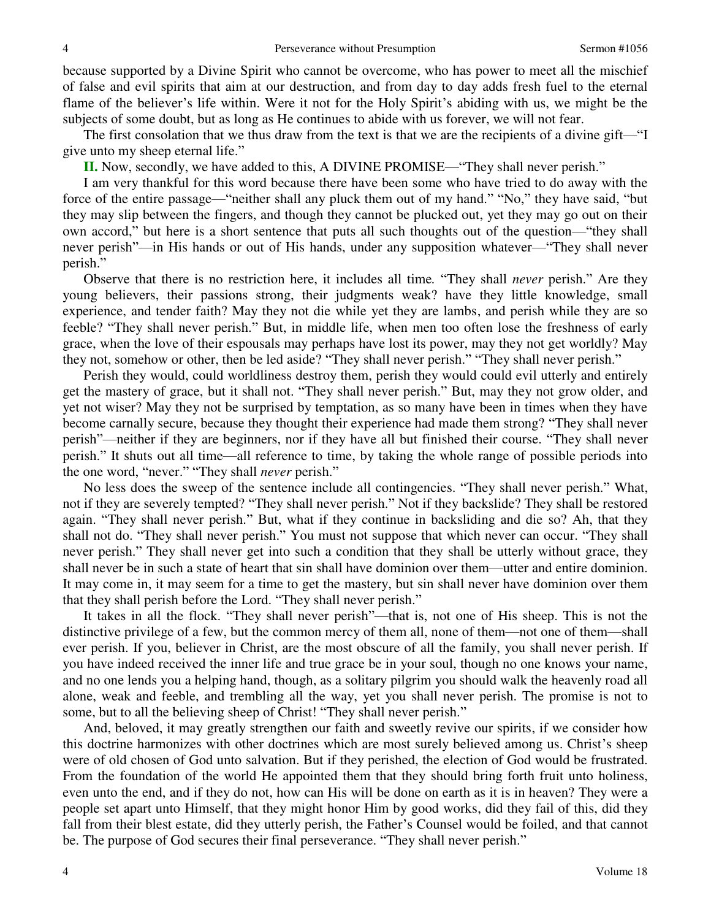because supported by a Divine Spirit who cannot be overcome, who has power to meet all the mischief of false and evil spirits that aim at our destruction, and from day to day adds fresh fuel to the eternal flame of the believer's life within. Were it not for the Holy Spirit's abiding with us, we might be the subjects of some doubt, but as long as He continues to abide with us forever, we will not fear.

The first consolation that we thus draw from the text is that we are the recipients of a divine gift—"I give unto my sheep eternal life."

**II.** Now, secondly, we have added to this, A DIVINE PROMISE—"They shall never perish."

I am very thankful for this word because there have been some who have tried to do away with the force of the entire passage—"neither shall any pluck them out of my hand." "No," they have said, "but they may slip between the fingers, and though they cannot be plucked out, yet they may go out on their own accord," but here is a short sentence that puts all such thoughts out of the question—"they shall never perish"—in His hands or out of His hands, under any supposition whatever—"They shall never perish."

Observe that there is no restriction here, it includes all time*.* "They shall *never* perish." Are they young believers, their passions strong, their judgments weak? have they little knowledge, small experience, and tender faith? May they not die while yet they are lambs, and perish while they are so feeble? "They shall never perish." But, in middle life, when men too often lose the freshness of early grace, when the love of their espousals may perhaps have lost its power, may they not get worldly? May they not, somehow or other, then be led aside? "They shall never perish." "They shall never perish."

Perish they would, could worldliness destroy them, perish they would could evil utterly and entirely get the mastery of grace, but it shall not. "They shall never perish." But, may they not grow older, and yet not wiser? May they not be surprised by temptation, as so many have been in times when they have become carnally secure, because they thought their experience had made them strong? "They shall never perish"—neither if they are beginners, nor if they have all but finished their course. "They shall never perish." It shuts out all time—all reference to time, by taking the whole range of possible periods into the one word, "never." "They shall *never* perish."

No less does the sweep of the sentence include all contingencies. "They shall never perish." What, not if they are severely tempted? "They shall never perish." Not if they backslide? They shall be restored again. "They shall never perish." But, what if they continue in backsliding and die so? Ah, that they shall not do. "They shall never perish." You must not suppose that which never can occur. "They shall never perish." They shall never get into such a condition that they shall be utterly without grace, they shall never be in such a state of heart that sin shall have dominion over them—utter and entire dominion. It may come in, it may seem for a time to get the mastery, but sin shall never have dominion over them that they shall perish before the Lord. "They shall never perish."

It takes in all the flock. "They shall never perish"—that is, not one of His sheep. This is not the distinctive privilege of a few, but the common mercy of them all, none of them—not one of them—shall ever perish. If you, believer in Christ, are the most obscure of all the family, you shall never perish. If you have indeed received the inner life and true grace be in your soul, though no one knows your name, and no one lends you a helping hand, though, as a solitary pilgrim you should walk the heavenly road all alone, weak and feeble, and trembling all the way, yet you shall never perish. The promise is not to some, but to all the believing sheep of Christ! "They shall never perish."

And, beloved, it may greatly strengthen our faith and sweetly revive our spirits, if we consider how this doctrine harmonizes with other doctrines which are most surely believed among us. Christ's sheep were of old chosen of God unto salvation. But if they perished, the election of God would be frustrated. From the foundation of the world He appointed them that they should bring forth fruit unto holiness, even unto the end, and if they do not, how can His will be done on earth as it is in heaven? They were a people set apart unto Himself, that they might honor Him by good works, did they fail of this, did they fall from their blest estate, did they utterly perish, the Father's Counsel would be foiled, and that cannot be. The purpose of God secures their final perseverance. "They shall never perish."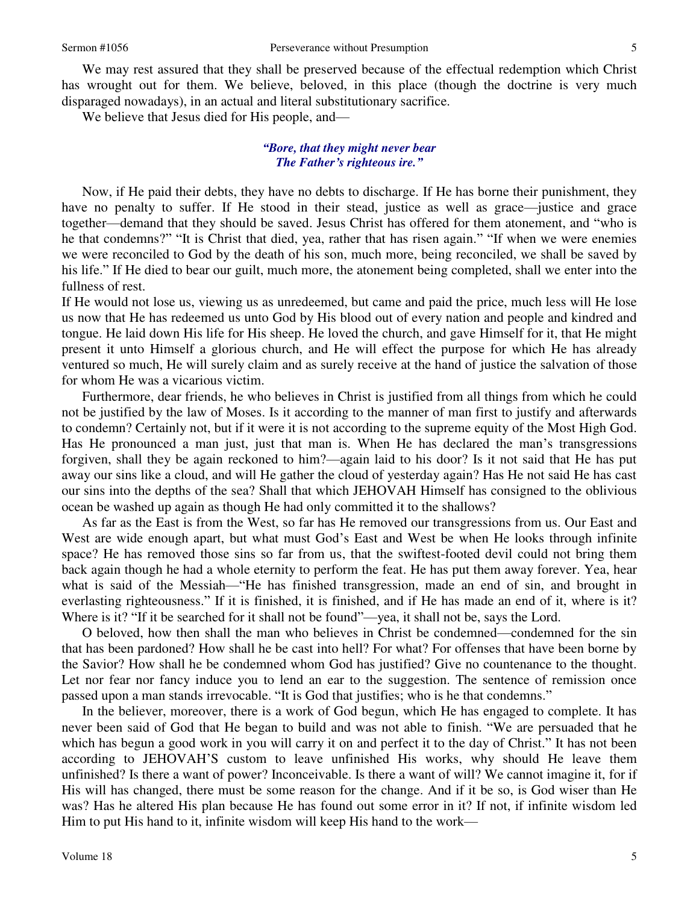We may rest assured that they shall be preserved because of the effectual redemption which Christ has wrought out for them. We believe, beloved, in this place (though the doctrine is very much disparaged nowadays), in an actual and literal substitutionary sacrifice.

We believe that Jesus died for His people, and—

*"Bore, that they might never bear*
*The Father's righteous ire."*

Now, if He paid their debts, they have no debts to discharge. If He has borne their punishment, they have no penalty to suffer. If He stood in their stead, justice as well as grace—justice and grace together—demand that they should be saved. Jesus Christ has offered for them atonement, and "who is he that condemns?" "It is Christ that died, yea, rather that has risen again." "If when we were enemies we were reconciled to God by the death of his son, much more, being reconciled, we shall be saved by his life." If He died to bear our guilt, much more, the atonement being completed, shall we enter into the fullness of rest.

If He would not lose us, viewing us as unredeemed, but came and paid the price, much less will He lose us now that He has redeemed us unto God by His blood out of every nation and people and kindred and tongue. He laid down His life for His sheep. He loved the church, and gave Himself for it, that He might present it unto Himself a glorious church, and He will effect the purpose for which He has already ventured so much, He will surely claim and as surely receive at the hand of justice the salvation of those for whom He was a vicarious victim.

Furthermore, dear friends, he who believes in Christ is justified from all things from which he could not be justified by the law of Moses. Is it according to the manner of man first to justify and afterwards to condemn? Certainly not, but if it were it is not according to the supreme equity of the Most High God. Has He pronounced a man just, just that man is. When He has declared the man's transgressions forgiven, shall they be again reckoned to him?—again laid to his door? Is it not said that He has put away our sins like a cloud, and will He gather the cloud of yesterday again? Has He not said He has cast our sins into the depths of the sea? Shall that which JEHOVAH Himself has consigned to the oblivious ocean be washed up again as though He had only committed it to the shallows?

As far as the East is from the West, so far has He removed our transgressions from us. Our East and West are wide enough apart, but what must God's East and West be when He looks through infinite space? He has removed those sins so far from us, that the swiftest-footed devil could not bring them back again though he had a whole eternity to perform the feat. He has put them away forever. Yea, hear what is said of the Messiah—"He has finished transgression, made an end of sin, and brought in everlasting righteousness." If it is finished, it is finished, and if He has made an end of it, where is it? Where is it? "If it be searched for it shall not be found"—yea, it shall not be, says the Lord.

O beloved, how then shall the man who believes in Christ be condemned—condemned for the sin that has been pardoned? How shall he be cast into hell? For what? For offenses that have been borne by the Savior? How shall he be condemned whom God has justified? Give no countenance to the thought. Let nor fear nor fancy induce you to lend an ear to the suggestion. The sentence of remission once passed upon a man stands irrevocable. "It is God that justifies; who is he that condemns."

In the believer, moreover, there is a work of God begun, which He has engaged to complete. It has never been said of God that He began to build and was not able to finish. "We are persuaded that he which has begun a good work in you will carry it on and perfect it to the day of Christ." It has not been according to JEHOVAH'S custom to leave unfinished His works, why should He leave them unfinished? Is there a want of power? Inconceivable. Is there a want of will? We cannot imagine it, for if His will has changed, there must be some reason for the change. And if it be so, is God wiser than He was? Has he altered His plan because He has found out some error in it? If not, if infinite wisdom led Him to put His hand to it, infinite wisdom will keep His hand to the work—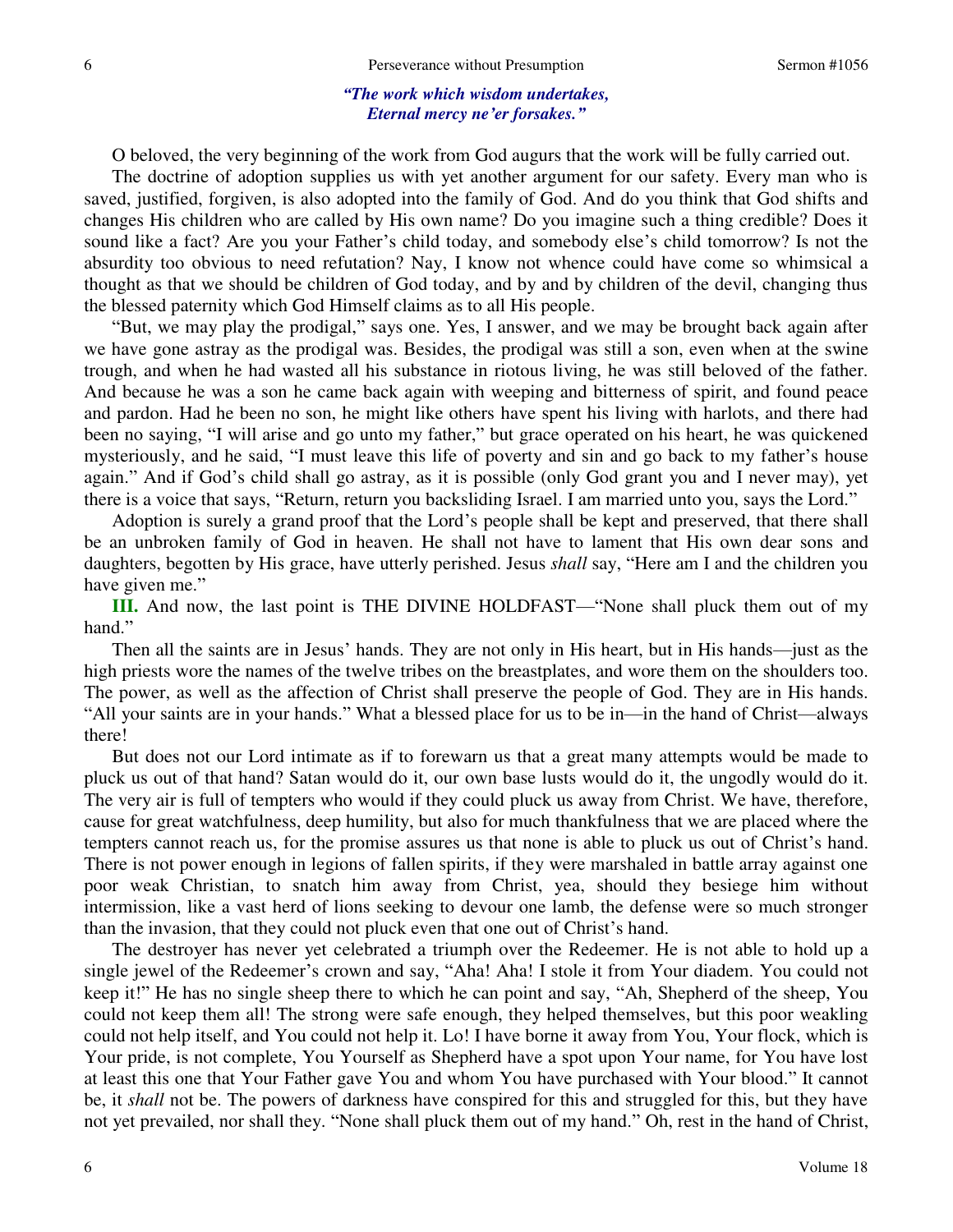*"The work which wisdom undertakes,*
*Eternal mercy ne'er forsakes."*

O beloved, the very beginning of the work from God augurs that the work will be fully carried out.

The doctrine of adoption supplies us with yet another argument for our safety. Every man who is saved, justified, forgiven, is also adopted into the family of God. And do you think that God shifts and changes His children who are called by His own name? Do you imagine such a thing credible? Does it sound like a fact? Are you your Father's child today, and somebody else's child tomorrow? Is not the absurdity too obvious to need refutation? Nay, I know not whence could have come so whimsical a thought as that we should be children of God today, and by and by children of the devil, changing thus the blessed paternity which God Himself claims as to all His people.

"But, we may play the prodigal," says one. Yes, I answer, and we may be brought back again after we have gone astray as the prodigal was. Besides, the prodigal was still a son, even when at the swine trough, and when he had wasted all his substance in riotous living, he was still beloved of the father. And because he was a son he came back again with weeping and bitterness of spirit, and found peace and pardon. Had he been no son, he might like others have spent his living with harlots, and there had been no saying, "I will arise and go unto my father," but grace operated on his heart, he was quickened mysteriously, and he said, "I must leave this life of poverty and sin and go back to my father's house again." And if God's child shall go astray, as it is possible (only God grant you and I never may), yet there is a voice that says, "Return, return you backsliding Israel. I am married unto you, says the Lord."

Adoption is surely a grand proof that the Lord's people shall be kept and preserved, that there shall be an unbroken family of God in heaven. He shall not have to lament that His own dear sons and daughters, begotten by His grace, have utterly perished. Jesus *shall* say, "Here am I and the children you have given me."

**III.** And now, the last point is THE DIVINE HOLDFAST—"None shall pluck them out of my hand."

Then all the saints are in Jesus' hands. They are not only in His heart, but in His hands—just as the high priests wore the names of the twelve tribes on the breastplates, and wore them on the shoulders too. The power, as well as the affection of Christ shall preserve the people of God. They are in His hands. "All your saints are in your hands." What a blessed place for us to be in—in the hand of Christ—always there!

But does not our Lord intimate as if to forewarn us that a great many attempts would be made to pluck us out of that hand? Satan would do it, our own base lusts would do it, the ungodly would do it. The very air is full of tempters who would if they could pluck us away from Christ. We have, therefore, cause for great watchfulness, deep humility, but also for much thankfulness that we are placed where the tempters cannot reach us, for the promise assures us that none is able to pluck us out of Christ's hand. There is not power enough in legions of fallen spirits, if they were marshaled in battle array against one poor weak Christian, to snatch him away from Christ, yea, should they besiege him without intermission, like a vast herd of lions seeking to devour one lamb, the defense were so much stronger than the invasion, that they could not pluck even that one out of Christ's hand.

The destroyer has never yet celebrated a triumph over the Redeemer. He is not able to hold up a single jewel of the Redeemer's crown and say, "Aha! Aha! I stole it from Your diadem. You could not keep it!" He has no single sheep there to which he can point and say, "Ah, Shepherd of the sheep, You could not keep them all! The strong were safe enough, they helped themselves, but this poor weakling could not help itself, and You could not help it. Lo! I have borne it away from You, Your flock, which is Your pride, is not complete, You Yourself as Shepherd have a spot upon Your name, for You have lost at least this one that Your Father gave You and whom You have purchased with Your blood." It cannot be, it *shall* not be. The powers of darkness have conspired for this and struggled for this, but they have not yet prevailed, nor shall they. "None shall pluck them out of my hand." Oh, rest in the hand of Christ,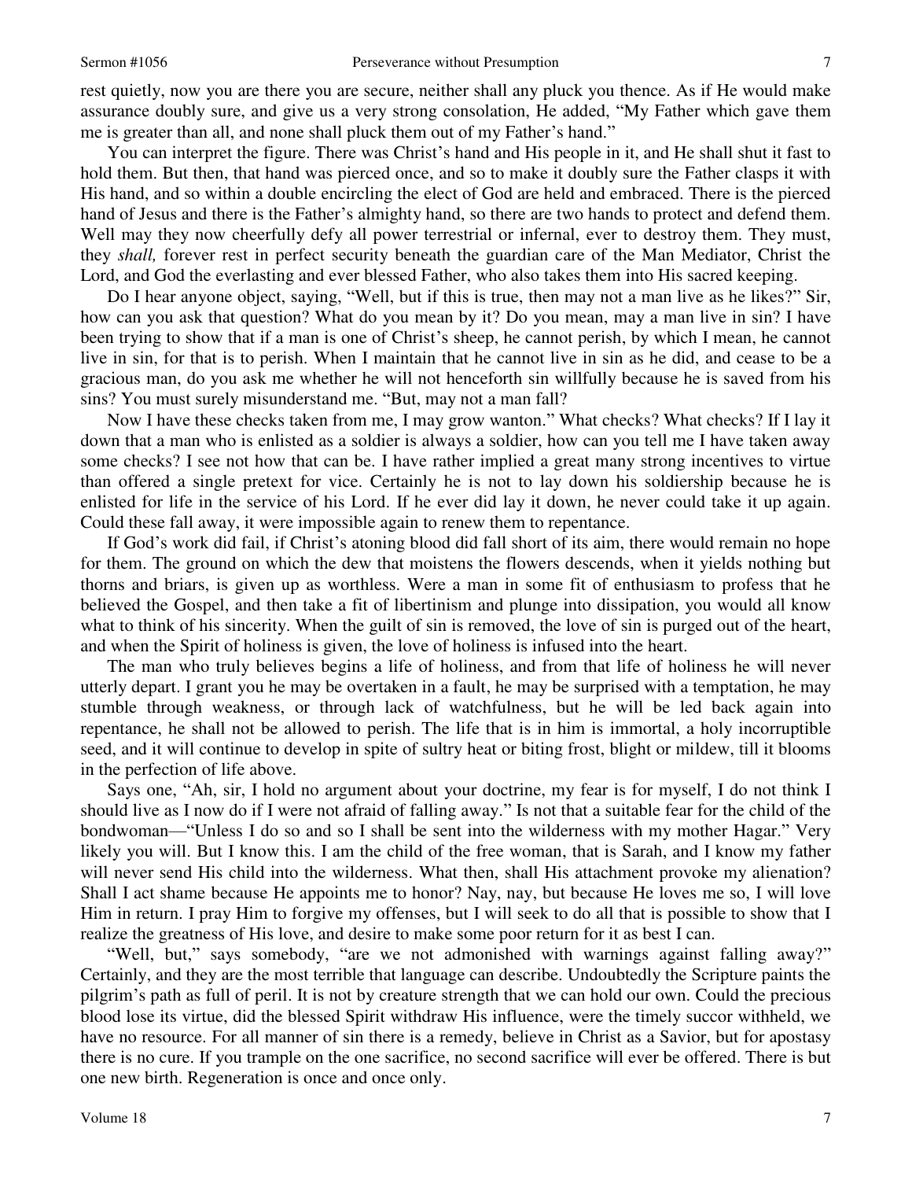rest quietly, now you are there you are secure, neither shall any pluck you thence. As if He would make assurance doubly sure, and give us a very strong consolation, He added, "My Father which gave them me is greater than all, and none shall pluck them out of my Father's hand."

You can interpret the figure. There was Christ's hand and His people in it, and He shall shut it fast to hold them. But then, that hand was pierced once, and so to make it doubly sure the Father clasps it with His hand, and so within a double encircling the elect of God are held and embraced. There is the pierced hand of Jesus and there is the Father's almighty hand, so there are two hands to protect and defend them. Well may they now cheerfully defy all power terrestrial or infernal, ever to destroy them. They must, they *shall,* forever rest in perfect security beneath the guardian care of the Man Mediator, Christ the Lord, and God the everlasting and ever blessed Father, who also takes them into His sacred keeping.

Do I hear anyone object, saying, "Well, but if this is true, then may not a man live as he likes?" Sir, how can you ask that question? What do you mean by it? Do you mean, may a man live in sin? I have been trying to show that if a man is one of Christ's sheep, he cannot perish, by which I mean, he cannot live in sin, for that is to perish. When I maintain that he cannot live in sin as he did, and cease to be a gracious man, do you ask me whether he will not henceforth sin willfully because he is saved from his sins? You must surely misunderstand me. "But, may not a man fall?

Now I have these checks taken from me, I may grow wanton." What checks? What checks? If I lay it down that a man who is enlisted as a soldier is always a soldier, how can you tell me I have taken away some checks? I see not how that can be. I have rather implied a great many strong incentives to virtue than offered a single pretext for vice. Certainly he is not to lay down his soldiership because he is enlisted for life in the service of his Lord. If he ever did lay it down, he never could take it up again. Could these fall away, it were impossible again to renew them to repentance.

If God's work did fail, if Christ's atoning blood did fall short of its aim, there would remain no hope for them. The ground on which the dew that moistens the flowers descends, when it yields nothing but thorns and briars, is given up as worthless. Were a man in some fit of enthusiasm to profess that he believed the Gospel, and then take a fit of libertinism and plunge into dissipation, you would all know what to think of his sincerity. When the guilt of sin is removed, the love of sin is purged out of the heart, and when the Spirit of holiness is given, the love of holiness is infused into the heart.

The man who truly believes begins a life of holiness, and from that life of holiness he will never utterly depart. I grant you he may be overtaken in a fault, he may be surprised with a temptation, he may stumble through weakness, or through lack of watchfulness, but he will be led back again into repentance, he shall not be allowed to perish. The life that is in him is immortal, a holy incorruptible seed, and it will continue to develop in spite of sultry heat or biting frost, blight or mildew, till it blooms in the perfection of life above.

Says one, "Ah, sir, I hold no argument about your doctrine, my fear is for myself, I do not think I should live as I now do if I were not afraid of falling away." Is not that a suitable fear for the child of the bondwoman—"Unless I do so and so I shall be sent into the wilderness with my mother Hagar." Very likely you will. But I know this. I am the child of the free woman, that is Sarah, and I know my father will never send His child into the wilderness. What then, shall His attachment provoke my alienation? Shall I act shame because He appoints me to honor? Nay, nay, but because He loves me so, I will love Him in return. I pray Him to forgive my offenses, but I will seek to do all that is possible to show that I realize the greatness of His love, and desire to make some poor return for it as best I can.

"Well, but," says somebody, "are we not admonished with warnings against falling away?" Certainly, and they are the most terrible that language can describe. Undoubtedly the Scripture paints the pilgrim's path as full of peril. It is not by creature strength that we can hold our own. Could the precious blood lose its virtue, did the blessed Spirit withdraw His influence, were the timely succor withheld, we have no resource. For all manner of sin there is a remedy, believe in Christ as a Savior, but for apostasy there is no cure. If you trample on the one sacrifice, no second sacrifice will ever be offered. There is but one new birth. Regeneration is once and once only.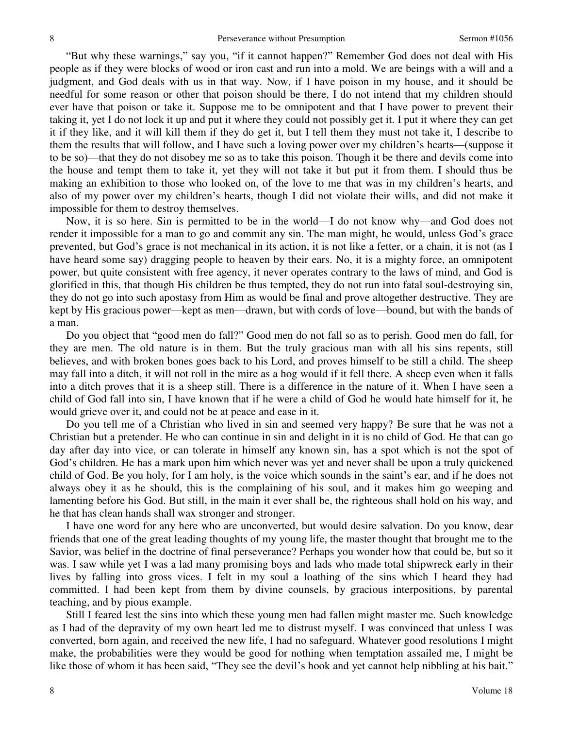"But why these warnings," say you, "if it cannot happen?" Remember God does not deal with His people as if they were blocks of wood or iron cast and run into a mold. We are beings with a will and a judgment, and God deals with us in that way. Now, if I have poison in my house, and it should be needful for some reason or other that poison should be there, I do not intend that my children should ever have that poison or take it. Suppose me to be omnipotent and that I have power to prevent their taking it, yet I do not lock it up and put it where they could not possibly get it. I put it where they can get it if they like, and it will kill them if they do get it, but I tell them they must not take it, I describe to them the results that will follow, and I have such a loving power over my children's hearts—(suppose it to be so)—that they do not disobey me so as to take this poison. Though it be there and devils come into the house and tempt them to take it, yet they will not take it but put it from them. I should thus be making an exhibition to those who looked on, of the love to me that was in my children's hearts, and also of my power over my children's hearts, though I did not violate their wills, and did not make it impossible for them to destroy themselves.

Now, it is so here. Sin is permitted to be in the world—I do not know why—and God does not render it impossible for a man to go and commit any sin. The man might, he would, unless God's grace prevented, but God's grace is not mechanical in its action, it is not like a fetter, or a chain, it is not (as I have heard some say) dragging people to heaven by their ears. No, it is a mighty force, an omnipotent power, but quite consistent with free agency, it never operates contrary to the laws of mind, and God is glorified in this, that though His children be thus tempted, they do not run into fatal soul-destroying sin, they do not go into such apostasy from Him as would be final and prove altogether destructive. They are kept by His gracious power—kept as men—drawn, but with cords of love—bound, but with the bands of a man.

Do you object that "good men do fall?" Good men do not fall so as to perish. Good men do fall, for they are men. The old nature is in them. But the truly gracious man with all his sins repents, still believes, and with broken bones goes back to his Lord, and proves himself to be still a child. The sheep may fall into a ditch, it will not roll in the mire as a hog would if it fell there. A sheep even when it falls into a ditch proves that it is a sheep still. There is a difference in the nature of it. When I have seen a child of God fall into sin, I have known that if he were a child of God he would hate himself for it, he would grieve over it, and could not be at peace and ease in it.

Do you tell me of a Christian who lived in sin and seemed very happy? Be sure that he was not a Christian but a pretender. He who can continue in sin and delight in it is no child of God. He that can go day after day into vice, or can tolerate in himself any known sin, has a spot which is not the spot of God's children. He has a mark upon him which never was yet and never shall be upon a truly quickened child of God. Be you holy, for I am holy, is the voice which sounds in the saint's ear, and if he does not always obey it as he should, this is the complaining of his soul, and it makes him go weeping and lamenting before his God. But still, in the main it ever shall be, the righteous shall hold on his way, and he that has clean hands shall wax stronger and stronger.

I have one word for any here who are unconverted, but would desire salvation. Do you know, dear friends that one of the great leading thoughts of my young life, the master thought that brought me to the Savior, was belief in the doctrine of final perseverance? Perhaps you wonder how that could be, but so it was. I saw while yet I was a lad many promising boys and lads who made total shipwreck early in their lives by falling into gross vices. I felt in my soul a loathing of the sins which I heard they had committed. I had been kept from them by divine counsels, by gracious interpositions, by parental teaching, and by pious example.

Still I feared lest the sins into which these young men had fallen might master me. Such knowledge as I had of the depravity of my own heart led me to distrust myself. I was convinced that unless I was converted, born again, and received the new life, I had no safeguard. Whatever good resolutions I might make, the probabilities were they would be good for nothing when temptation assailed me, I might be like those of whom it has been said, "They see the devil's hook and yet cannot help nibbling at his bait."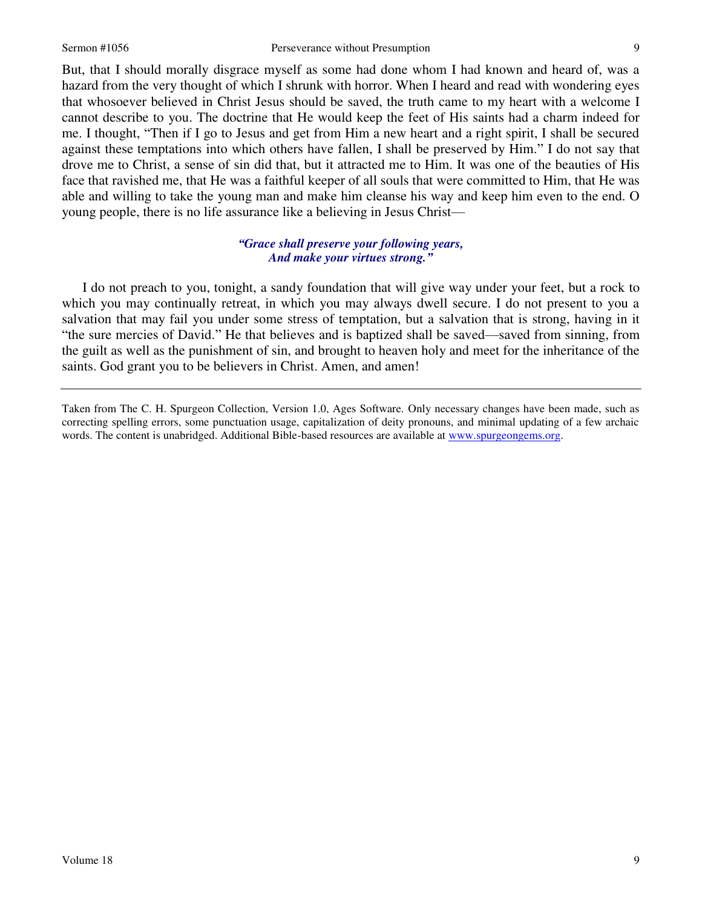But, that I should morally disgrace myself as some had done whom I had known and heard of, was a hazard from the very thought of which I shrunk with horror. When I heard and read with wondering eyes that whosoever believed in Christ Jesus should be saved, the truth came to my heart with a welcome I cannot describe to you. The doctrine that He would keep the feet of His saints had a charm indeed for me. I thought, "Then if I go to Jesus and get from Him a new heart and a right spirit, I shall be secured against these temptations into which others have fallen, I shall be preserved by Him." I do not say that drove me to Christ, a sense of sin did that, but it attracted me to Him. It was one of the beauties of His face that ravished me, that He was a faithful keeper of all souls that were committed to Him, that He was able and willing to take the young man and make him cleanse his way and keep him even to the end. O young people, there is no life assurance like a believing in Jesus Christ—

***"Grace shall preserve your following years,***
***And make your virtues strong."***

I do not preach to you, tonight, a sandy foundation that will give way under your feet, but a rock to which you may continually retreat, in which you may always dwell secure. I do not present to you a salvation that may fail you under some stress of temptation, but a salvation that is strong, having in it "the sure mercies of David." He that believes and is baptized shall be saved—saved from sinning, from the guilt as well as the punishment of sin, and brought to heaven holy and meet for the inheritance of the saints. God grant you to be believers in Christ. Amen, and amen!

---

Taken from The C. H. Spurgeon Collection, Version 1.0, Ages Software. Only necessary changes have been made, such as correcting spelling errors, some punctuation usage, capitalization of deity pronouns, and minimal updating of a few archaic words. The content is unabridged. Additional Bible-based resources are available at www.spurgeongems.org.